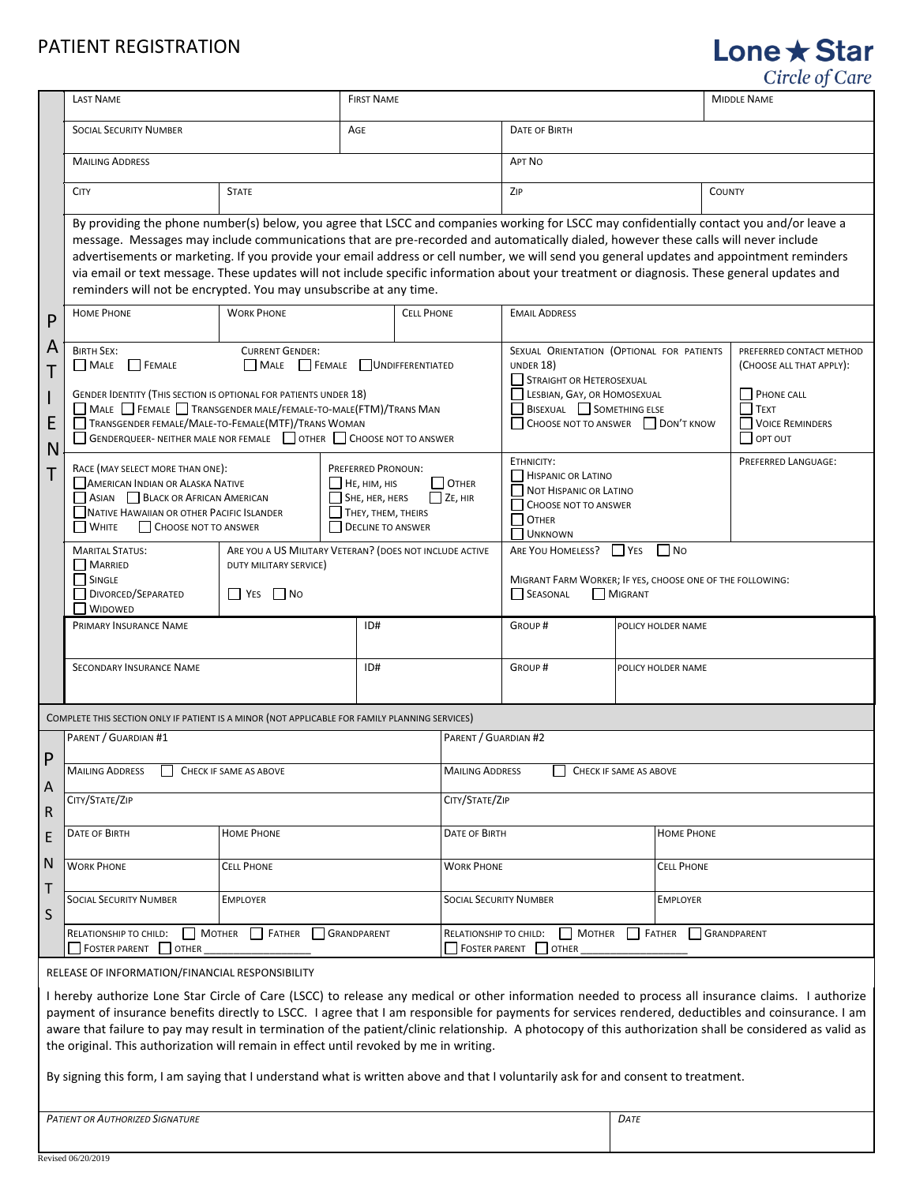# PATIENT REGISTRATION

Lone ★ Star
Circle of Care

## PATIENT

| Last Name | | First Name | | Middle Name |
|---|---|---|---|---|
| Social Security Number | | Age | Date of Birth | |
| Mailing Address | | | Apt No | |
| City | State | | Zip | County |

By providing the phone number(s) below, you agree that LSCC and companies working for LSCC may confidentially contact you and/or leave a message. Messages may include communications that are pre-recorded and automatically dialed, however these calls will never include advertisements or marketing. If you provide your email address or cell number, we will send you general updates and appointment reminders via email or text message. These updates will not include specific information about your treatment or diagnosis. These general updates and reminders will not be encrypted. You may unsubscribe at any time.

| Home Phone | Work Phone | Cell Phone | Email Address |
|---|---|---|---|
| | | | |

**Birth Sex:** ☐ Male ☐ Female

**Current Gender:** ☐ Male ☐ Female ☐ Undifferentiated

**Gender Identity (This section is optional for patients under 18)**
☐ Male ☐ Female ☐ Transgender male/Female-to-Male(FTM)/Trans Man
☐ Transgender female/Male-to-Female(MTF)/Trans Woman
☐ Genderqueer- neither male nor female ☐ Other ☐ Choose not to answer

**Sexual Orientation (Optional for patients under 18)**
☐ Straight or Heterosexual
☐ Lesbian, Gay, or Homosexual
☐ Bisexual ☐ Something else
☐ Choose not to answer ☐ Don't know

**Preferred Contact Method (Choose all that apply):**
☐ Phone call
☐ Text
☐ Voice Reminders
☐ Opt out

**Race (May select more than one):**
☐ American Indian or Alaska Native
☐ Asian ☐ Black or African American
☐ Native Hawaiian or other Pacific Islander
☐ White ☐ Choose not to answer

**Preferred Pronoun:**
☐ He, him, his ☐ Other
☐ She, her, hers ☐ Ze, hir
☐ They, them, theirs
☐ Decline to answer

**Ethnicity:**
☐ Hispanic or Latino
☐ Not Hispanic or Latino
☐ Choose not to answer
☐ Other
☐ Unknown

**Preferred Language:**

**Marital Status:**
☐ Married
☐ Single
☐ Divorced/Separated
☐ Widowed

**Are you a US Military Veteran? (Does not include active duty military service)**
☐ Yes ☐ No

**Are you homeless?** ☐ Yes ☐ No

**Migrant Farm Worker; If yes, choose one of the following:**
☐ Seasonal ☐ Migrant

| Primary Insurance Name | ID# | Group # | Policy Holder Name |
|---|---|---|---|
| | | | |
| **Secondary Insurance Name** | **ID#** | **Group #** | **Policy Holder Name** |
| | | | |

## PARENTS

Complete this section only if patient is a minor (not applicable for family planning services)

| Parent / Guardian #1 | | Parent / Guardian #2 | |
|---|---|---|---|
| Mailing Address ☐ Check if same as above | | Mailing Address ☐ Check if same as above | |
| City/State/Zip | | City/State/Zip | |
| Date of Birth | Home Phone | Date of Birth | Home Phone |
| Work Phone | Cell Phone | Work Phone | Cell Phone |
| Social Security Number | Employer | Social Security Number | Employer |
| Relationship to child: ☐ Mother ☐ Father ☐ Grandparent ☐ Foster Parent ☐ Other ______ | | Relationship to child: ☐ Mother ☐ Father ☐ Grandparent ☐ Foster Parent ☐ Other ______ | |

## RELEASE OF INFORMATION/FINANCIAL RESPONSIBILITY

I hereby authorize Lone Star Circle of Care (LSCC) to release any medical or other information needed to process all insurance claims. I authorize payment of insurance benefits directly to LSCC. I agree that I am responsible for payments for services rendered, deductibles and coinsurance. I am aware that failure to pay may result in termination of the patient/clinic relationship. A photocopy of this authorization shall be considered as valid as the original. This authorization will remain in effect until revoked by me in writing.

By signing this form, I am saying that I understand what is written above and that I voluntarily ask for and consent to treatment.

| *Patient or Authorized Signature* | *Date* |
|---|---|
| | |

Revised 06/20/2019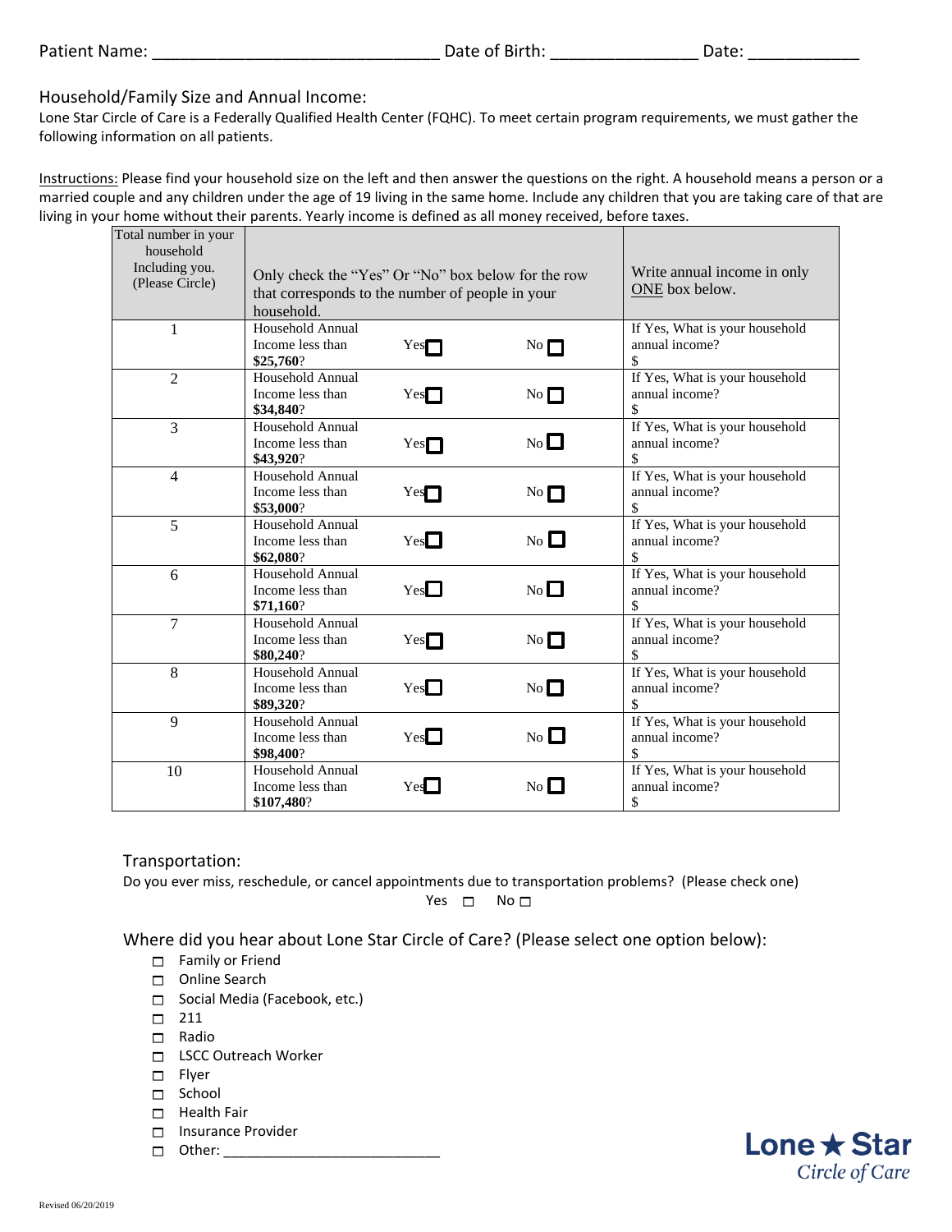Patient Name: ______________________________ Date of Birth: _______________ Date: ___________

## Household/Family Size and Annual Income:

Lone Star Circle of Care is a Federally Qualified Health Center (FQHC). To meet certain program requirements, we must gather the following information on all patients.

Instructions: Please find your household size on the left and then answer the questions on the right. A household means a person or a married couple and any children under the age of 19 living in the same home. Include any children that you are taking care of that are living in your home without their parents. Yearly income is defined as all money received, before taxes.

| Total number in your household Including you. (Please Circle) | Only check the "Yes" Or "No" box below for the row that corresponds to the number of people in your household. | | | Write annual income in only ONE box below. |
|---|---|---|---|---|
| 1 | Household Annual Income less than **$25,760**? | Yes ☐ | No ☐ | If Yes, What is your household annual income? $ |
| 2 | Household Annual Income less than **$34,840**? | Yes ☐ | No ☐ | If Yes, What is your household annual income? $ |
| 3 | Household Annual Income less than **$43,920**? | Yes ☐ | No ☐ | If Yes, What is your household annual income? $ |
| 4 | Household Annual Income less than **$53,000**? | Yes ☐ | No ☐ | If Yes, What is your household annual income? $ |
| 5 | Household Annual Income less than **$62,080**? | Yes ☐ | No ☐ | If Yes, What is your household annual income? $ |
| 6 | Household Annual Income less than **$71,160**? | Yes ☐ | No ☐ | If Yes, What is your household annual income? $ |
| 7 | Household Annual Income less than **$80,240**? | Yes ☐ | No ☐ | If Yes, What is your household annual income? $ |
| 8 | Household Annual Income less than **$89,320**? | Yes ☐ | No ☐ | If Yes, What is your household annual income? $ |
| 9 | Household Annual Income less than **$98,400**? | Yes ☐ | No ☐ | If Yes, What is your household annual income? $ |
| 10 | Household Annual Income less than **$107,480**? | Yes ☐ | No ☐ | If Yes, What is your household annual income? $ |

## Transportation:

Do you ever miss, reschedule, or cancel appointments due to transportation problems? (Please check one)

Yes ☐ No ☐

## Where did you hear about Lone Star Circle of Care? (Please select one option below):

- ☐ Family or Friend
- ☐ Online Search
- ☐ Social Media (Facebook, etc.)
- ☐ 211
- ☐ Radio
- ☐ LSCC Outreach Worker
- ☐ Flyer
- ☐ School
- ☐ Health Fair
- ☐ Insurance Provider
- ☐ Other: ___________________________

Lone ★ Star
*Circle of Care*

Revised 06/20/2019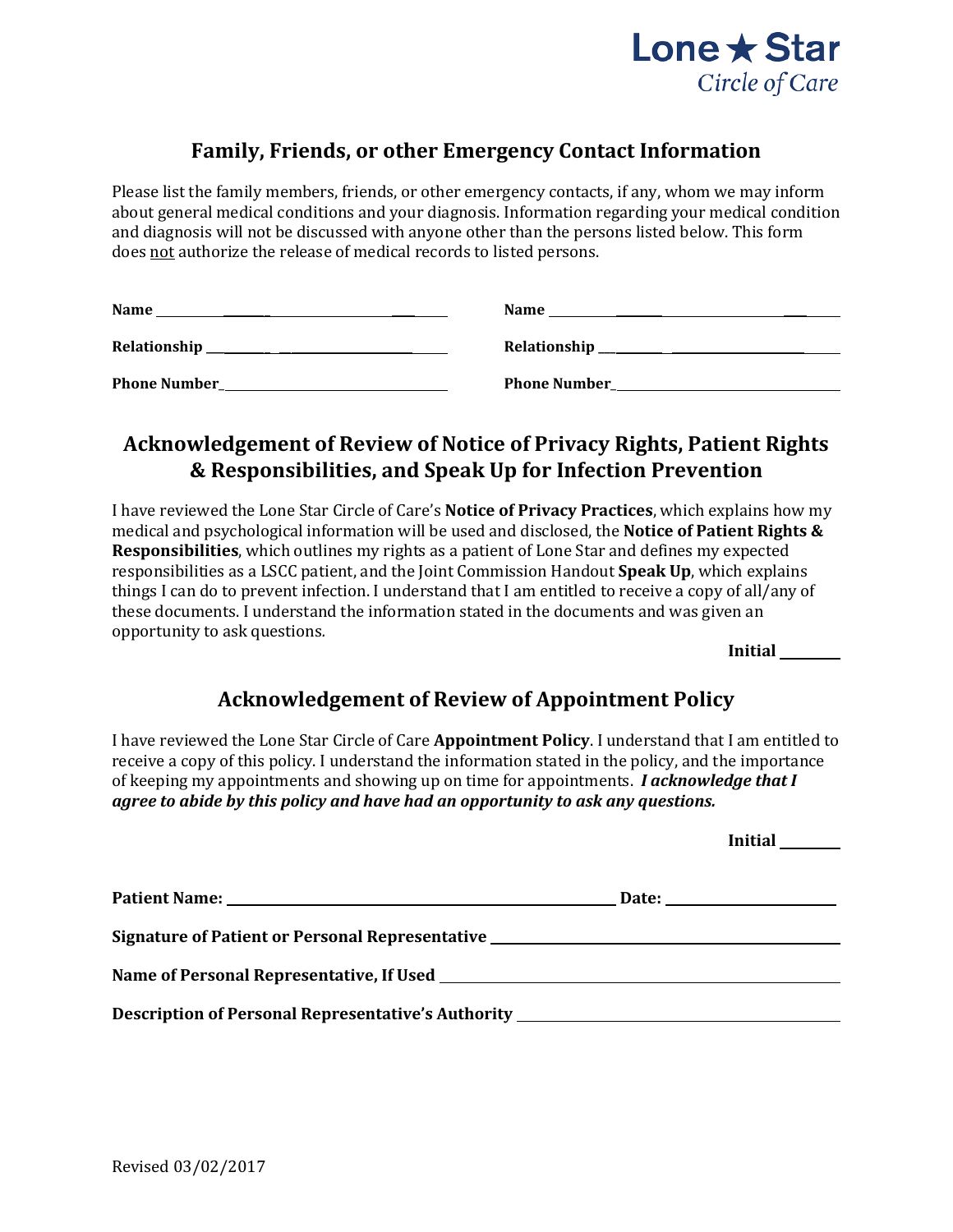Lone ★ Star
*Circle of Care*

## Family, Friends, or other Emergency Contact Information

Please list the family members, friends, or other emergency contacts, if any, whom we may inform about general medical conditions and your diagnosis. Information regarding your medical condition and diagnosis will not be discussed with anyone other than the persons listed below. This form does not authorize the release of medical records to listed persons.

**Name** ______________________________

**Relationship** ______________________________

**Phone Number** ______________________________

**Name** ______________________________

**Relationship** ______________________________

**Phone Number** ______________________________

## Acknowledgement of Review of Notice of Privacy Rights, Patient Rights & Responsibilities, and Speak Up for Infection Prevention

I have reviewed the Lone Star Circle of Care's **Notice of Privacy Practices**, which explains how my medical and psychological information will be used and disclosed, the **Notice of Patient Rights & Responsibilities**, which outlines my rights as a patient of Lone Star and defines my expected responsibilities as a LSCC patient, and the Joint Commission Handout **Speak Up**, which explains things I can do to prevent infection. I understand that I am entitled to receive a copy of all/any of these documents. I understand the information stated in the documents and was given an opportunity to ask questions.

**Initial** ________

## Acknowledgement of Review of Appointment Policy

I have reviewed the Lone Star Circle of Care **Appointment Policy**. I understand that I am entitled to receive a copy of this policy. I understand the information stated in the policy, and the importance of keeping my appointments and showing up on time for appointments. ***I acknowledge that I agree to abide by this policy and have had an opportunity to ask any questions.***

**Initial** ________

**Patient Name:** ______________________________ **Date:** ____________________

**Signature of Patient or Personal Representative** ______________________________

**Name of Personal Representative, If Used** ______________________________

**Description of Personal Representative's Authority** ______________________________

Revised 03/02/2017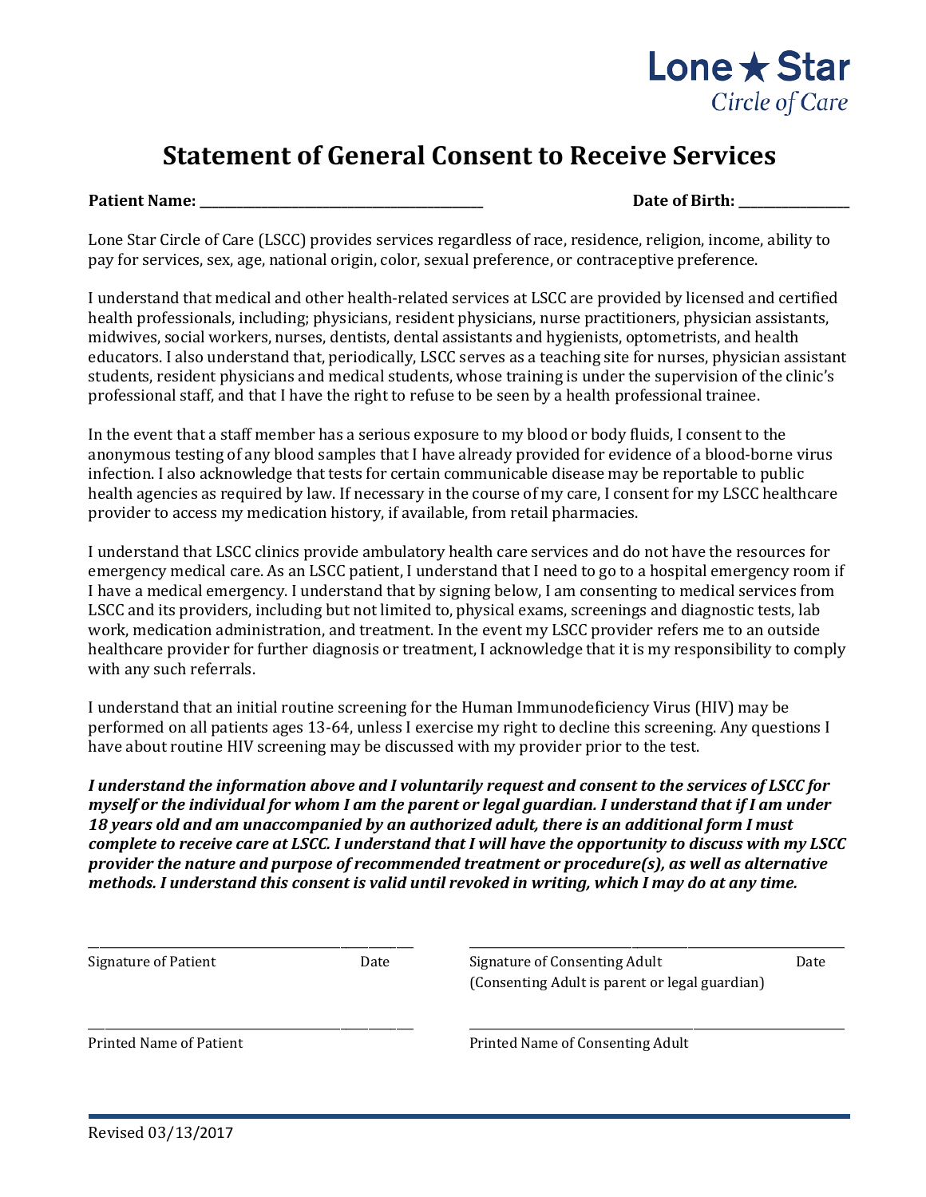Lone ★ Star
*Circle of Care*

# Statement of General Consent to Receive Services

**Patient Name:** ________________________________________ **Date of Birth:** ________________

Lone Star Circle of Care (LSCC) provides services regardless of race, residence, religion, income, ability to pay for services, sex, age, national origin, color, sexual preference, or contraceptive preference.

I understand that medical and other health-related services at LSCC are provided by licensed and certified health professionals, including; physicians, resident physicians, nurse practitioners, physician assistants, midwives, social workers, nurses, dentists, dental assistants and hygienists, optometrists, and health educators. I also understand that, periodically, LSCC serves as a teaching site for nurses, physician assistant students, resident physicians and medical students, whose training is under the supervision of the clinic's professional staff, and that I have the right to refuse to be seen by a health professional trainee.

In the event that a staff member has a serious exposure to my blood or body fluids, I consent to the anonymous testing of any blood samples that I have already provided for evidence of a blood-borne virus infection. I also acknowledge that tests for certain communicable disease may be reportable to public health agencies as required by law. If necessary in the course of my care, I consent for my LSCC healthcare provider to access my medication history, if available, from retail pharmacies.

I understand that LSCC clinics provide ambulatory health care services and do not have the resources for emergency medical care. As an LSCC patient, I understand that I need to go to a hospital emergency room if I have a medical emergency. I understand that by signing below, I am consenting to medical services from LSCC and its providers, including but not limited to, physical exams, screenings and diagnostic tests, lab work, medication administration, and treatment. In the event my LSCC provider refers me to an outside healthcare provider for further diagnosis or treatment, I acknowledge that it is my responsibility to comply with any such referrals.

I understand that an initial routine screening for the Human Immunodeficiency Virus (HIV) may be performed on all patients ages 13-64, unless I exercise my right to decline this screening. Any questions I have about routine HIV screening may be discussed with my provider prior to the test.

***I understand the information above and I voluntarily request and consent to the services of LSCC for myself or the individual for whom I am the parent or legal guardian. I understand that if I am under 18 years old and am unaccompanied by an authorized adult, there is an additional form I must complete to receive care at LSCC. I understand that I will have the opportunity to discuss with my LSCC provider the nature and purpose of recommended treatment or procedure(s), as well as alternative methods. I understand this consent is valid until revoked in writing, which I may do at any time.***

______________________________________________ ______________________________________________

Signature of Patient Date | Signature of Consenting Adult Date
(Consenting Adult is parent or legal guardian)

______________________________________________ ______________________________________________

Printed Name of Patient | Printed Name of Consenting Adult

Revised 03/13/2017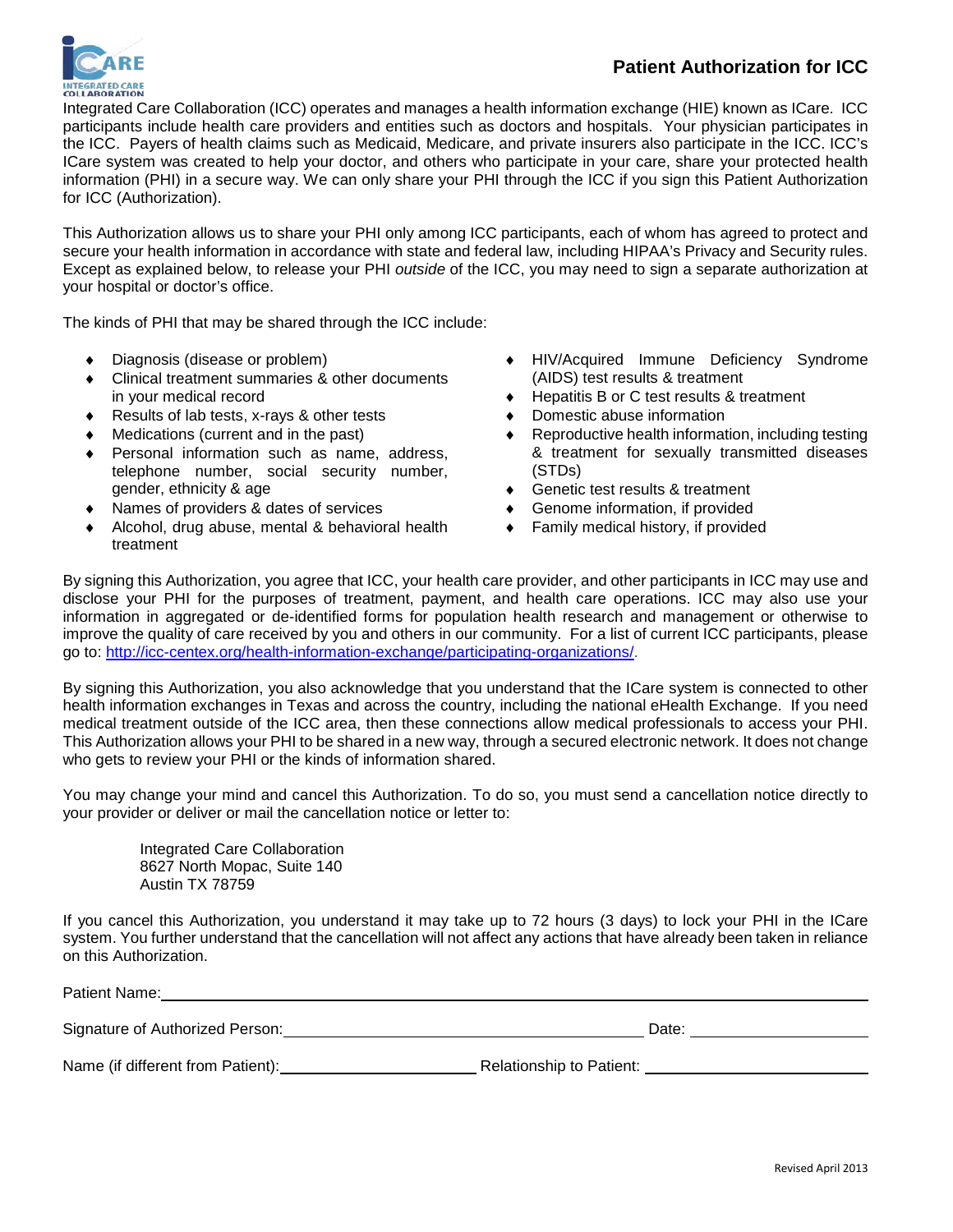# Patient Authorization for ICC

Integrated Care Collaboration (ICC) operates and manages a health information exchange (HIE) known as ICare. ICC participants include health care providers and entities such as doctors and hospitals. Your physician participates in the ICC. Payers of health claims such as Medicaid, Medicare, and private insurers also participate in the ICC. ICC's ICare system was created to help your doctor, and others who participate in your care, share your protected health information (PHI) in a secure way. We can only share your PHI through the ICC if you sign this Patient Authorization for ICC (Authorization).

This Authorization allows us to share your PHI only among ICC participants, each of whom has agreed to protect and secure your health information in accordance with state and federal law, including HIPAA's Privacy and Security rules. Except as explained below, to release your PHI *outside* of the ICC, you may need to sign a separate authorization at your hospital or doctor's office.

The kinds of PHI that may be shared through the ICC include:

- Diagnosis (disease or problem)
- Clinical treatment summaries & other documents in your medical record
- Results of lab tests, x-rays & other tests
- Medications (current and in the past)
- Personal information such as name, address, telephone number, social security number, gender, ethnicity & age
- Names of providers & dates of services
- Alcohol, drug abuse, mental & behavioral health treatment
- HIV/Acquired Immune Deficiency Syndrome (AIDS) test results & treatment
- Hepatitis B or C test results & treatment
- Domestic abuse information
- Reproductive health information, including testing & treatment for sexually transmitted diseases (STDs)
- Genetic test results & treatment
- Genome information, if provided
- Family medical history, if provided

By signing this Authorization, you agree that ICC, your health care provider, and other participants in ICC may use and disclose your PHI for the purposes of treatment, payment, and health care operations. ICC may also use your information in aggregated or de-identified forms for population health research and management or otherwise to improve the quality of care received by you and others in our community. For a list of current ICC participants, please go to: http://icc-centex.org/health-information-exchange/participating-organizations/.

By signing this Authorization, you also acknowledge that you understand that the ICare system is connected to other health information exchanges in Texas and across the country, including the national eHealth Exchange. If you need medical treatment outside of the ICC area, then these connections allow medical professionals to access your PHI. This Authorization allows your PHI to be shared in a new way, through a secured electronic network. It does not change who gets to review your PHI or the kinds of information shared.

You may change your mind and cancel this Authorization. To do so, you must send a cancellation notice directly to your provider or deliver or mail the cancellation notice or letter to:

Integrated Care Collaboration
8627 North Mopac, Suite 140
Austin TX 78759

If you cancel this Authorization, you understand it may take up to 72 hours (3 days) to lock your PHI in the ICare system. You further understand that the cancellation will not affect any actions that have already been taken in reliance on this Authorization.

Patient Name: ______________________________________________

Signature of Authorized Person: ______________________________ Date: ______________

Name (if different from Patient): ____________________ Relationship to Patient: ____________________

Revised April 2013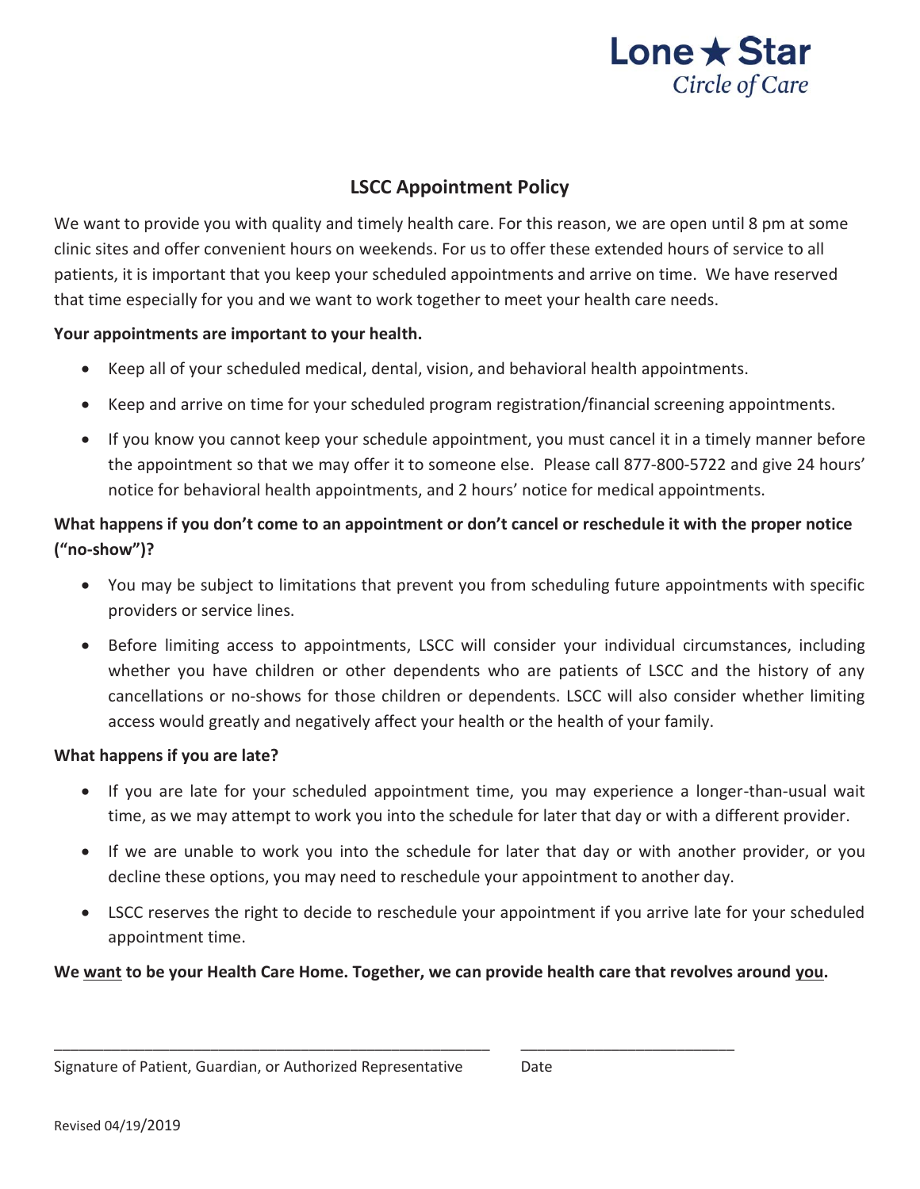Lone ★ Star
*Circle of Care*

## LSCC Appointment Policy

We want to provide you with quality and timely health care. For this reason, we are open until 8 pm at some clinic sites and offer convenient hours on weekends. For us to offer these extended hours of service to all patients, it is important that you keep your scheduled appointments and arrive on time. We have reserved that time especially for you and we want to work together to meet your health care needs.

**Your appointments are important to your health.**

- Keep all of your scheduled medical, dental, vision, and behavioral health appointments.
- Keep and arrive on time for your scheduled program registration/financial screening appointments.
- If you know you cannot keep your schedule appointment, you must cancel it in a timely manner before the appointment so that we may offer it to someone else. Please call 877-800-5722 and give 24 hours' notice for behavioral health appointments, and 2 hours' notice for medical appointments.

**What happens if you don't come to an appointment or don't cancel or reschedule it with the proper notice ("no-show")?**

- You may be subject to limitations that prevent you from scheduling future appointments with specific providers or service lines.
- Before limiting access to appointments, LSCC will consider your individual circumstances, including whether you have children or other dependents who are patients of LSCC and the history of any cancellations or no-shows for those children or dependents. LSCC will also consider whether limiting access would greatly and negatively affect your health or the health of your family.

**What happens if you are late?**

- If you are late for your scheduled appointment time, you may experience a longer-than-usual wait time, as we may attempt to work you into the schedule for later that day or with a different provider.
- If we are unable to work you into the schedule for later that day or with another provider, or you decline these options, you may need to reschedule your appointment to another day.
- LSCC reserves the right to decide to reschedule your appointment if you arrive late for your scheduled appointment time.

**We <u>want</u> to be your Health Care Home. Together, we can provide health care that revolves around <u>you</u>.**

\_\_\_\_\_\_\_\_\_\_\_\_\_\_\_\_\_\_\_\_\_\_\_\_\_\_\_\_\_\_\_\_\_\_\_\_\_\_\_\_\_\_\_\_\_\_\_\_ \_\_\_\_\_\_\_\_\_\_\_\_\_\_\_\_\_\_\_\_\_\_\_\_\_\_

Signature of Patient, Guardian, or Authorized Representative Date

Revised 04/19/2019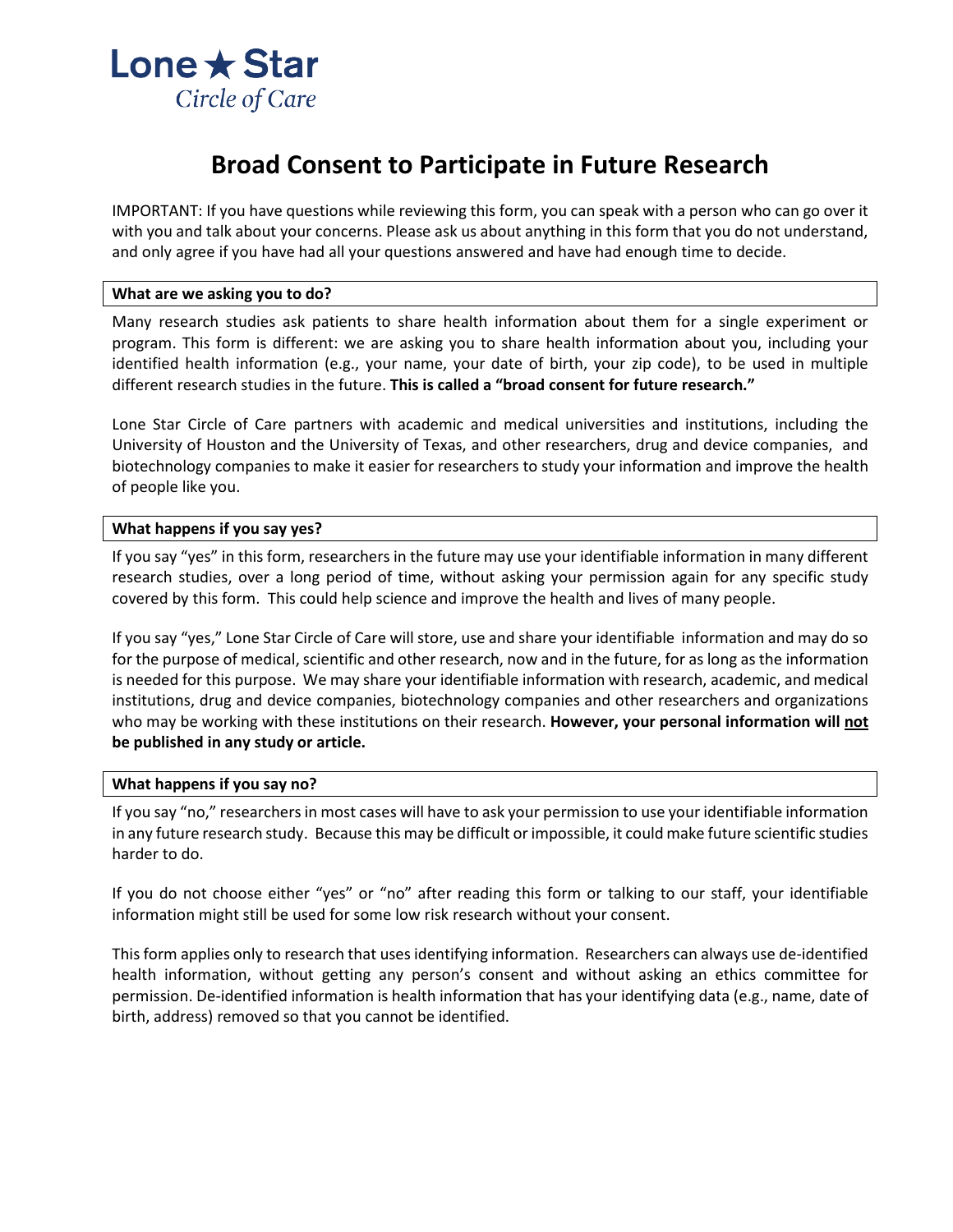Lone ★ Star
*Circle of Care*

# Broad Consent to Participate in Future Research

IMPORTANT: If you have questions while reviewing this form, you can speak with a person who can go over it with you and talk about your concerns. Please ask us about anything in this form that you do not understand, and only agree if you have had all your questions answered and have had enough time to decide.

### What are we asking you to do?

Many research studies ask patients to share health information about them for a single experiment or program. This form is different: we are asking you to share health information about you, including your identified health information (e.g., your name, your date of birth, your zip code), to be used in multiple different research studies in the future. **This is called a "broad consent for future research."**

Lone Star Circle of Care partners with academic and medical universities and institutions, including the University of Houston and the University of Texas, and other researchers, drug and device companies, and biotechnology companies to make it easier for researchers to study your information and improve the health of people like you.

### What happens if you say yes?

If you say "yes" in this form, researchers in the future may use your identifiable information in many different research studies, over a long period of time, without asking your permission again for any specific study covered by this form. This could help science and improve the health and lives of many people.

If you say "yes," Lone Star Circle of Care will store, use and share your identifiable information and may do so for the purpose of medical, scientific and other research, now and in the future, for as long as the information is needed for this purpose. We may share your identifiable information with research, academic, and medical institutions, drug and device companies, biotechnology companies and other researchers and organizations who may be working with these institutions on their research. **However, your personal information will <u>not</u> be published in any study or article.**

### What happens if you say no?

If you say "no," researchers in most cases will have to ask your permission to use your identifiable information in any future research study. Because this may be difficult or impossible, it could make future scientific studies harder to do.

If you do not choose either "yes" or "no" after reading this form or talking to our staff, your identifiable information might still be used for some low risk research without your consent.

This form applies only to research that uses identifying information. Researchers can always use de-identified health information, without getting any person's consent and without asking an ethics committee for permission. De-identified information is health information that has your identifying data (e.g., name, date of birth, address) removed so that you cannot be identified.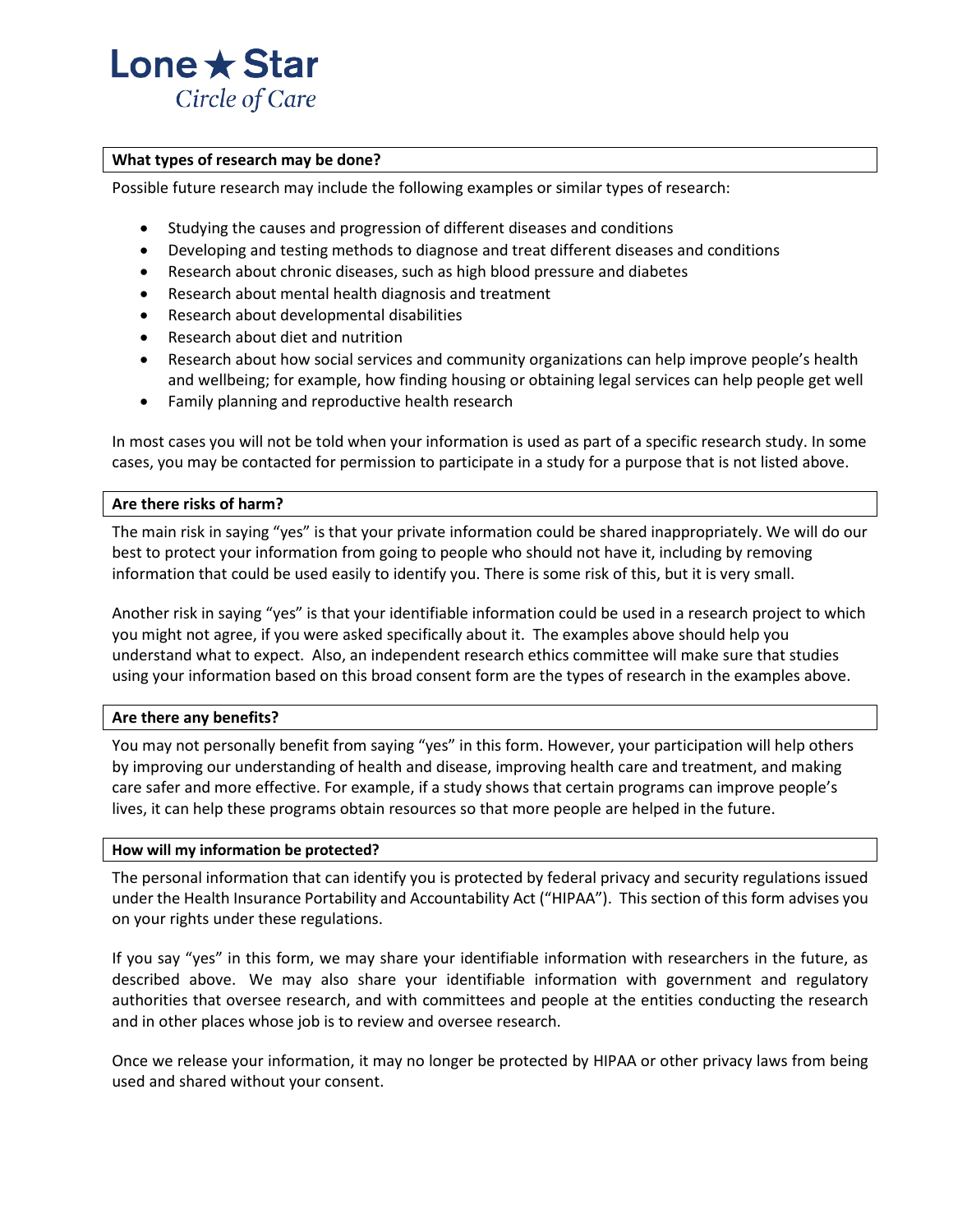Lone ★ Star
*Circle of Care*

**What types of research may be done?**

Possible future research may include the following examples or similar types of research:

- Studying the causes and progression of different diseases and conditions
- Developing and testing methods to diagnose and treat different diseases and conditions
- Research about chronic diseases, such as high blood pressure and diabetes
- Research about mental health diagnosis and treatment
- Research about developmental disabilities
- Research about diet and nutrition
- Research about how social services and community organizations can help improve people's health and wellbeing; for example, how finding housing or obtaining legal services can help people get well
- Family planning and reproductive health research

In most cases you will not be told when your information is used as part of a specific research study. In some cases, you may be contacted for permission to participate in a study for a purpose that is not listed above.

**Are there risks of harm?**

The main risk in saying "yes" is that your private information could be shared inappropriately. We will do our best to protect your information from going to people who should not have it, including by removing information that could be used easily to identify you. There is some risk of this, but it is very small.

Another risk in saying "yes" is that your identifiable information could be used in a research project to which you might not agree, if you were asked specifically about it. The examples above should help you understand what to expect. Also, an independent research ethics committee will make sure that studies using your information based on this broad consent form are the types of research in the examples above.

**Are there any benefits?**

You may not personally benefit from saying "yes" in this form. However, your participation will help others by improving our understanding of health and disease, improving health care and treatment, and making care safer and more effective. For example, if a study shows that certain programs can improve people's lives, it can help these programs obtain resources so that more people are helped in the future.

**How will my information be protected?**

The personal information that can identify you is protected by federal privacy and security regulations issued under the Health Insurance Portability and Accountability Act ("HIPAA"). This section of this form advises you on your rights under these regulations.

If you say "yes" in this form, we may share your identifiable information with researchers in the future, as described above. We may also share your identifiable information with government and regulatory authorities that oversee research, and with committees and people at the entities conducting the research and in other places whose job is to review and oversee research.

Once we release your information, it may no longer be protected by HIPAA or other privacy laws from being used and shared without your consent.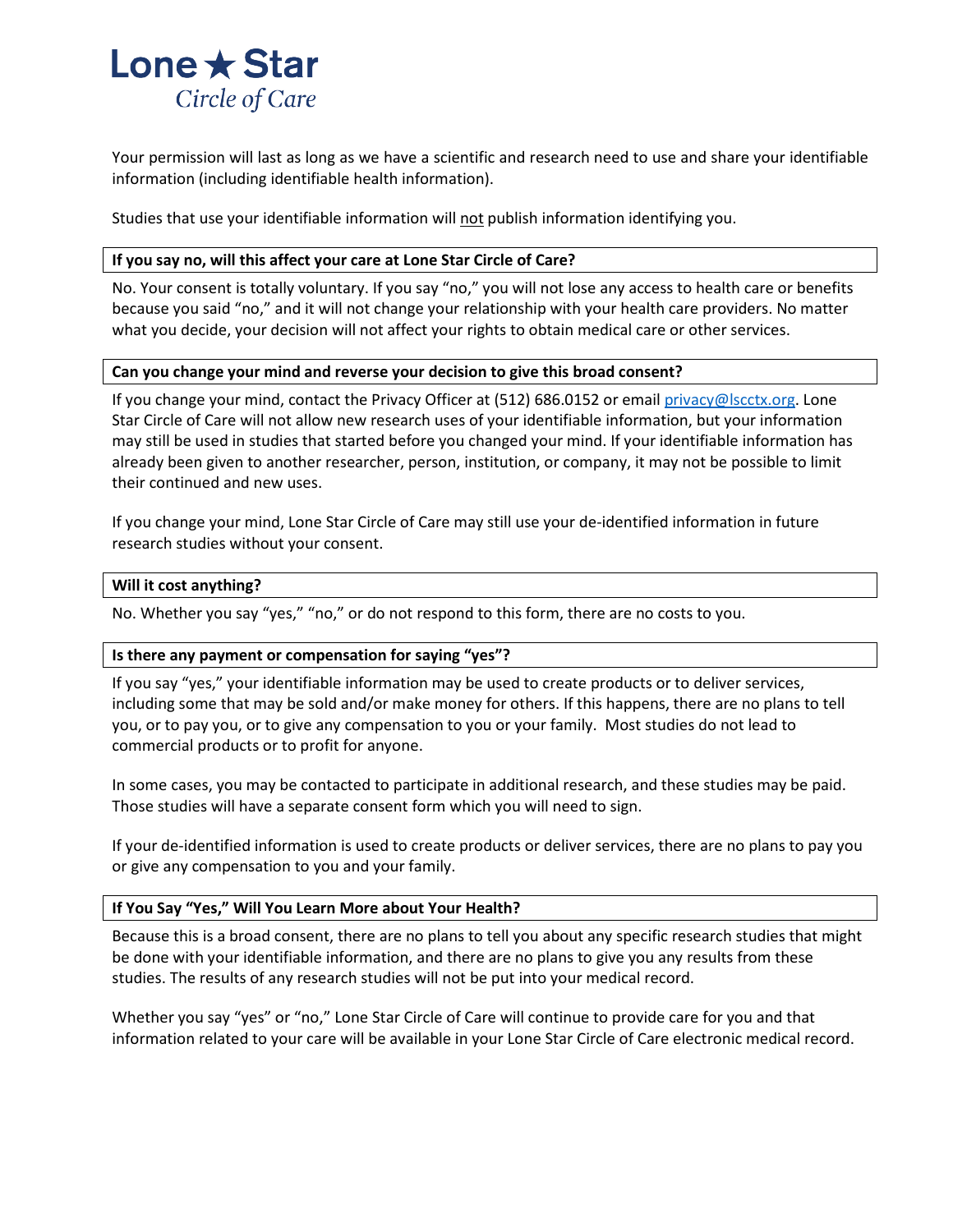Your permission will last as long as we have a scientific and research need to use and share your identifiable information (including identifiable health information).

Studies that use your identifiable information will not publish information identifying you.

**If you say no, will this affect your care at Lone Star Circle of Care?**

No. Your consent is totally voluntary. If you say "no," you will not lose any access to health care or benefits because you said "no," and it will not change your relationship with your health care providers. No matter what you decide, your decision will not affect your rights to obtain medical care or other services.

**Can you change your mind and reverse your decision to give this broad consent?**

If you change your mind, contact the Privacy Officer at (512) 686.0152 or email privacy@lscctx.org. Lone Star Circle of Care will not allow new research uses of your identifiable information, but your information may still be used in studies that started before you changed your mind. If your identifiable information has already been given to another researcher, person, institution, or company, it may not be possible to limit their continued and new uses.

If you change your mind, Lone Star Circle of Care may still use your de-identified information in future research studies without your consent.

**Will it cost anything?**

No. Whether you say "yes," "no," or do not respond to this form, there are no costs to you.

**Is there any payment or compensation for saying "yes"?**

If you say "yes," your identifiable information may be used to create products or to deliver services, including some that may be sold and/or make money for others. If this happens, there are no plans to tell you, or to pay you, or to give any compensation to you or your family. Most studies do not lead to commercial products or to profit for anyone.

In some cases, you may be contacted to participate in additional research, and these studies may be paid. Those studies will have a separate consent form which you will need to sign.

If your de-identified information is used to create products or deliver services, there are no plans to pay you or give any compensation to you and your family.

**If You Say "Yes," Will You Learn More about Your Health?**

Because this is a broad consent, there are no plans to tell you about any specific research studies that might be done with your identifiable information, and there are no plans to give you any results from these studies. The results of any research studies will not be put into your medical record.

Whether you say "yes" or "no," Lone Star Circle of Care will continue to provide care for you and that information related to your care will be available in your Lone Star Circle of Care electronic medical record.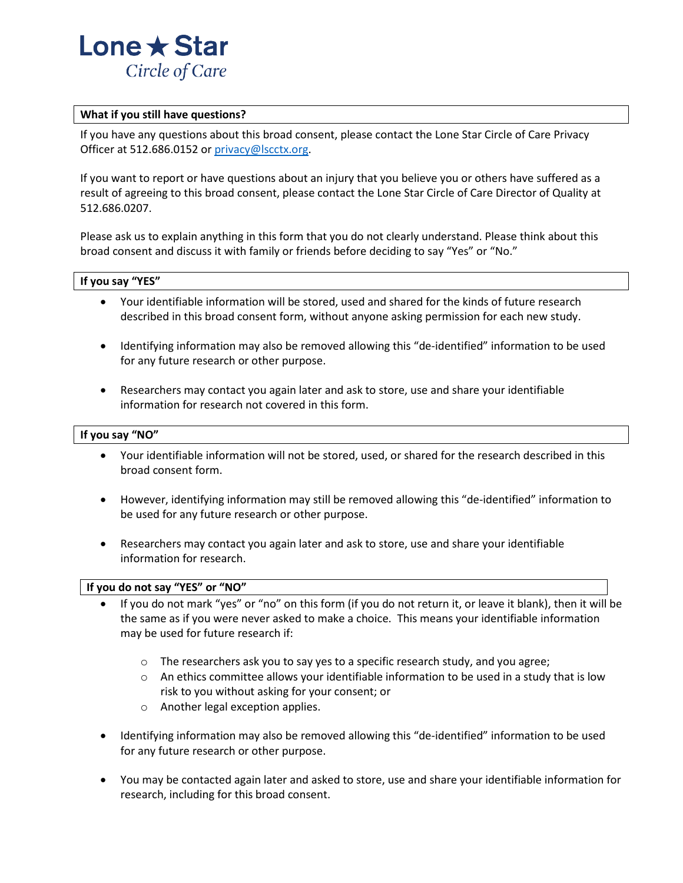Lone ★ Star
*Circle of Care*

### What if you still have questions?

If you have any questions about this broad consent, please contact the Lone Star Circle of Care Privacy Officer at 512.686.0152 or [privacy@lscctx.org](mailto:privacy@lscctx.org).

If you want to report or have questions about an injury that you believe you or others have suffered as a result of agreeing to this broad consent, please contact the Lone Star Circle of Care Director of Quality at 512.686.0207.

Please ask us to explain anything in this form that you do not clearly understand. Please think about this broad consent and discuss it with family or friends before deciding to say "Yes" or "No."

### If you say "YES"

- Your identifiable information will be stored, used and shared for the kinds of future research described in this broad consent form, without anyone asking permission for each new study.
- Identifying information may also be removed allowing this "de-identified" information to be used for any future research or other purpose.
- Researchers may contact you again later and ask to store, use and share your identifiable information for research not covered in this form.

### If you say "NO"

- Your identifiable information will not be stored, used, or shared for the research described in this broad consent form.
- However, identifying information may still be removed allowing this "de-identified" information to be used for any future research or other purpose.
- Researchers may contact you again later and ask to store, use and share your identifiable information for research.

### If you do not say "YES" or "NO"

- If you do not mark "yes" or "no" on this form (if you do not return it, or leave it blank), then it will be the same as if you were never asked to make a choice. This means your identifiable information may be used for future research if:
  - The researchers ask you to say yes to a specific research study, and you agree;
  - An ethics committee allows your identifiable information to be used in a study that is low risk to you without asking for your consent; or
  - Another legal exception applies.
- Identifying information may also be removed allowing this "de-identified" information to be used for any future research or other purpose.
- You may be contacted again later and asked to store, use and share your identifiable information for research, including for this broad consent.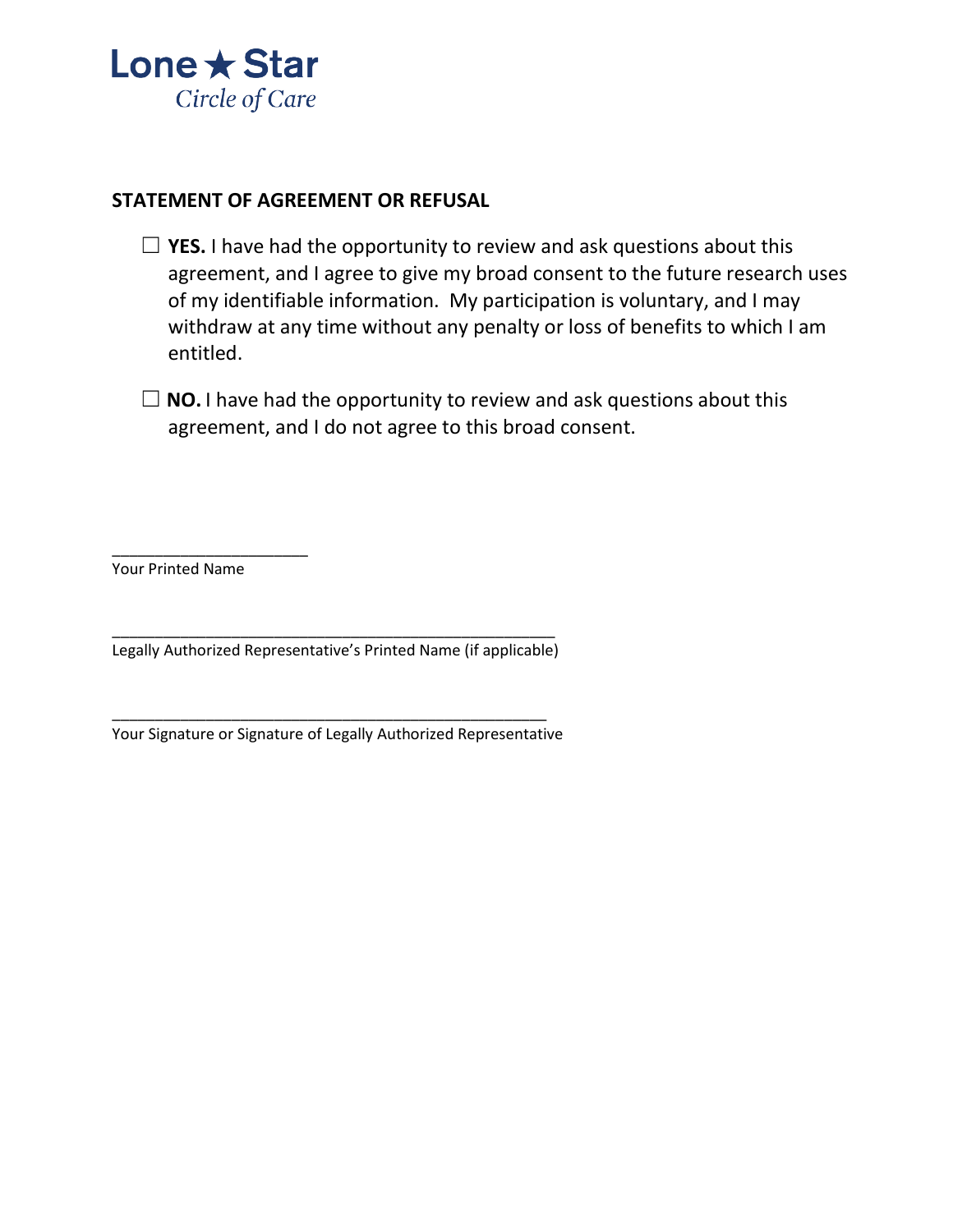Lone ★ Star
*Circle of Care*

**STATEMENT OF AGREEMENT OR REFUSAL**

☐ **YES.** I have had the opportunity to review and ask questions about this agreement, and I agree to give my broad consent to the future research uses of my identifiable information. My participation is voluntary, and I may withdraw at any time without any penalty or loss of benefits to which I am entitled.

☐ **NO.** I have had the opportunity to review and ask questions about this agreement, and I do not agree to this broad consent.

______________________
Your Printed Name

__________________________________________________
Legally Authorized Representative's Printed Name (if applicable)

__________________________________________________
Your Signature or Signature of Legally Authorized Representative